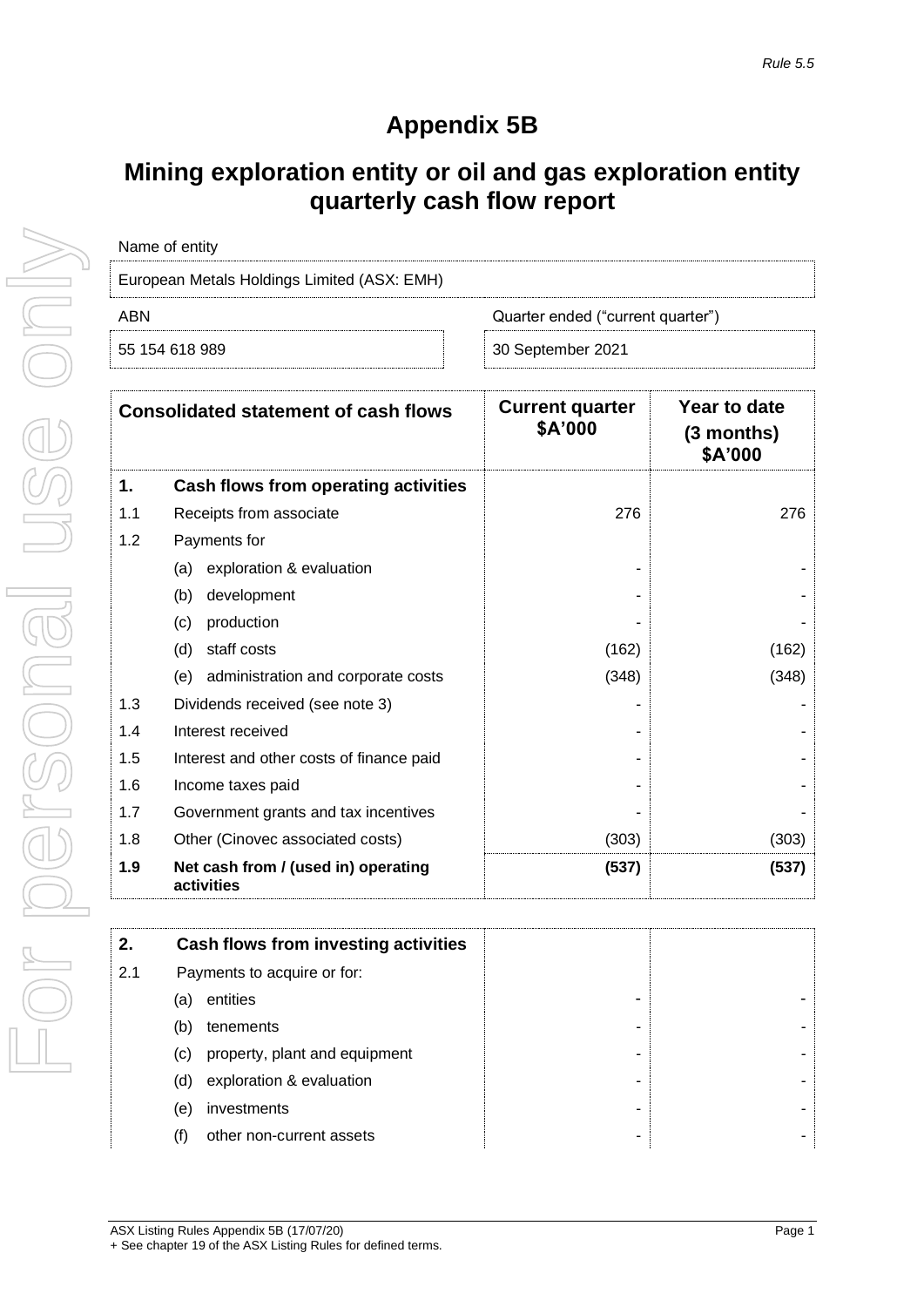*Rule 5.5*

# Appendix 5B

## Mining exploration entity or oil and gas exploration entity quarterly cash flow report

| Name of entity | |
|---|---|
| European Metals Holdings Limited (ASX: EMH) | |
| **ABN** | **Quarter ended ("current quarter")** |
| 55 154 618 989 | 30 September 2021 |

| | **Consolidated statement of cash flows** | **Current quarter $A'000** | **Year to date (3 months) $A'000** |
|---|---|---|---|
| **1.** | **Cash flows from operating activities** | | |
| 1.1 | Receipts from associate | 276 | 276 |
| 1.2 | Payments for | | |
| | (a) exploration & evaluation | - | - |
| | (b) development | - | - |
| | (c) production | - | - |
| | (d) staff costs | (162) | (162) |
| | (e) administration and corporate costs | (348) | (348) |
| 1.3 | Dividends received (see note 3) | - | - |
| 1.4 | Interest received | - | - |
| 1.5 | Interest and other costs of finance paid | - | - |
| 1.6 | Income taxes paid | - | - |
| 1.7 | Government grants and tax incentives | - | - |
| 1.8 | Other (Cinovec associated costs) | (303) | (303) |
| **1.9** | **Net cash from / (used in) operating activities** | **(537)** | **(537)** |

| | | | |
|---|---|---|---|
| **2.** | **Cash flows from investing activities** | | |
| 2.1 | Payments to acquire or for: | | |
| | (a) entities | - | - |
| | (b) tenements | - | - |
| | (c) property, plant and equipment | - | - |
| | (d) exploration & evaluation | - | - |
| | (e) investments | - | - |
| | (f) other non-current assets | - | - |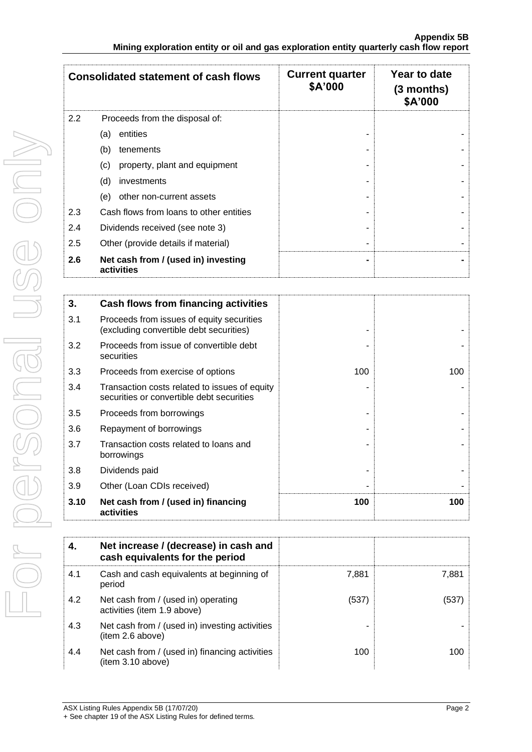| Consolidated statement of cash flows | | Current quarter $A'000 | Year to date (3 months) $A'000 |
|---|---|---|---|
| 2.2 | Proceeds from the disposal of: | | |
| | (a) entities | - | - |
| | (b) tenements | - | - |
| | (c) property, plant and equipment | - | - |
| | (d) investments | - | - |
| | (e) other non-current assets | - | - |
| 2.3 | Cash flows from loans to other entities | - | - |
| 2.4 | Dividends received (see note 3) | - | - |
| 2.5 | Other (provide details if material) | - | - |
| **2.6** | **Net cash from / (used in) investing activities** | **-** | **-** |

| | | | |
|---|---|---|---|
| **3.** | **Cash flows from financing activities** | | |
| 3.1 | Proceeds from issues of equity securities (excluding convertible debt securities) | - | - |
| 3.2 | Proceeds from issue of convertible debt securities | - | - |
| 3.3 | Proceeds from exercise of options | 100 | 100 |
| 3.4 | Transaction costs related to issues of equity securities or convertible debt securities | - | - |
| 3.5 | Proceeds from borrowings | - | - |
| 3.6 | Repayment of borrowings | - | - |
| 3.7 | Transaction costs related to loans and borrowings | - | - |
| 3.8 | Dividends paid | - | - |
| 3.9 | Other (Loan CDIs received) | - | - |
| **3.10** | **Net cash from / (used in) financing activities** | **100** | **100** |

| | | | |
|---|---|---|---|
| **4.** | **Net increase / (decrease) in cash and cash equivalents for the period** | | |
| 4.1 | Cash and cash equivalents at beginning of period | 7,881 | 7,881 |
| 4.2 | Net cash from / (used in) operating activities (item 1.9 above) | (537) | (537) |
| 4.3 | Net cash from / (used in) investing activities (item 2.6 above) | - | - |
| 4.4 | Net cash from / (used in) financing activities (item 3.10 above) | 100 | 100 |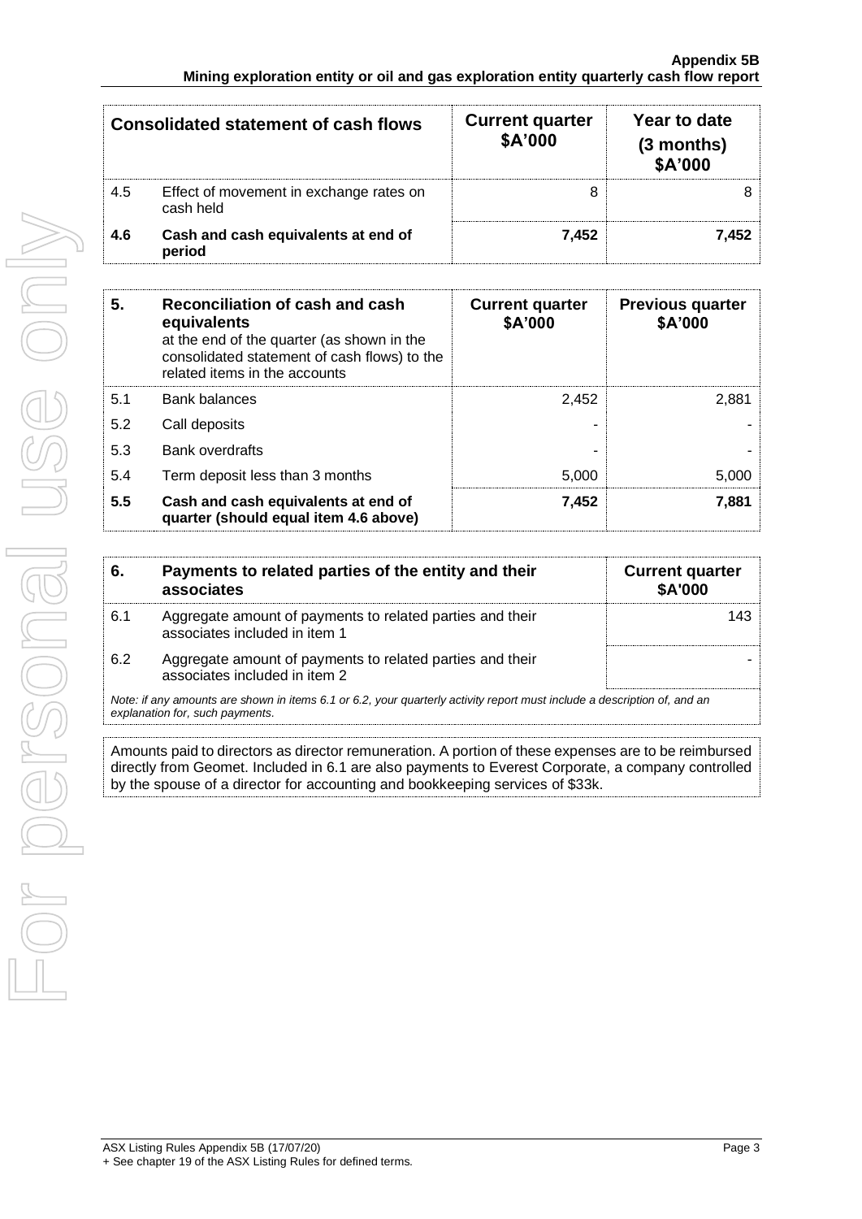| Consolidated statement of cash flows | | Current quarter $A'000 | Year to date (3 months) $A'000 |
|---|---|---|---|
| 4.5 | Effect of movement in exchange rates on cash held | 8 | 8 |
| **4.6** | **Cash and cash equivalents at end of period** | **7,452** | **7,452** |

| **5.** | **Reconciliation of cash and cash equivalents** at the end of the quarter (as shown in the consolidated statement of cash flows) to the related items in the accounts | **Current quarter $A'000** | **Previous quarter $A'000** |
|---|---|---|---|
| 5.1 | Bank balances | 2,452 | 2,881 |
| 5.2 | Call deposits | - | - |
| 5.3 | Bank overdrafts | - | - |
| 5.4 | Term deposit less than 3 months | 5,000 | 5,000 |
| **5.5** | **Cash and cash equivalents at end of quarter (should equal item 4.6 above)** | **7,452** | **7,881** |

| **6.** | **Payments to related parties of the entity and their associates** | **Current quarter $A'000** |
|---|---|---|
| 6.1 | Aggregate amount of payments to related parties and their associates included in item 1 | 143 |
| 6.2 | Aggregate amount of payments to related parties and their associates included in item 2 | - |

*Note: if any amounts are shown in items 6.1 or 6.2, your quarterly activity report must include a description of, and an explanation for, such payments.*

Amounts paid to directors as director remuneration. A portion of these expenses are to be reimbursed directly from Geomet. Included in 6.1 are also payments to Everest Corporate, a company controlled by the spouse of a director for accounting and bookkeeping services of $33k.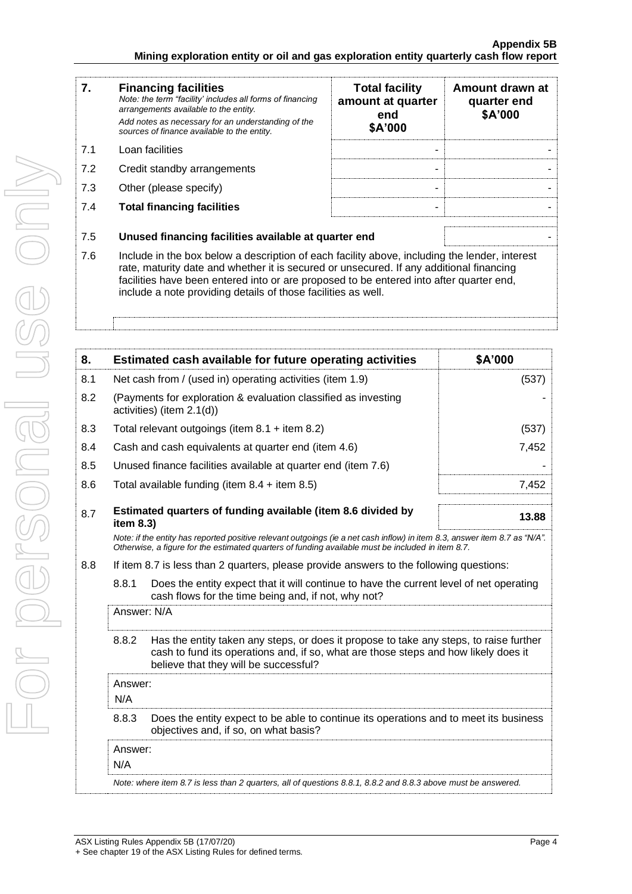| 7. | **Financing facilities** *Note: the term "facility' includes all forms of financing arrangements available to the entity.* *Add notes as necessary for an understanding of the sources of finance available to the entity.* | **Total facility amount at quarter end $A'000** | **Amount drawn at quarter end $A'000** |
|---|---|---|---|
| 7.1 | Loan facilities | - | - |
| 7.2 | Credit standby arrangements | - | - |
| 7.3 | Other (please specify) | - | - |
| 7.4 | **Total financing facilities** | - | - |

| | | |
|---|---|---|
| 7.5 | **Unused financing facilities available at quarter end** | - |

7.6 Include in the box below a description of each facility above, including the lender, interest rate, maturity date and whether it is secured or unsecured. If any additional financing facilities have been entered into or are proposed to be entered into after quarter end, include a note providing details of those facilities as well.

| 8. | **Estimated cash available for future operating activities** | **$A'000** |
|---|---|---|
| 8.1 | Net cash from / (used in) operating activities (item 1.9) | (537) |
| 8.2 | (Payments for exploration & evaluation classified as investing activities) (item 2.1(d)) | - |
| 8.3 | Total relevant outgoings (item 8.1 + item 8.2) | (537) |
| 8.4 | Cash and cash equivalents at quarter end (item 4.6) | 7,452 |
| 8.5 | Unused finance facilities available at quarter end (item 7.6) | - |
| 8.6 | Total available funding (item 8.4 + item 8.5) | 7,452 |
| 8.7 | **Estimated quarters of funding available (item 8.6 divided by item 8.3)** | **13.88** |

*Note: if the entity has reported positive relevant outgoings (ie a net cash inflow) in item 8.3, answer item 8.7 as "N/A". Otherwise, a figure for the estimated quarters of funding available must be included in item 8.7.*

8.8 If item 8.7 is less than 2 quarters, please provide answers to the following questions:

8.8.1 Does the entity expect that it will continue to have the current level of net operating cash flows for the time being and, if not, why not?

Answer: N/A

8.8.2 Has the entity taken any steps, or does it propose to take any steps, to raise further cash to fund its operations and, if so, what are those steps and how likely does it believe that they will be successful?

Answer:
N/A

8.8.3 Does the entity expect to be able to continue its operations and to meet its business objectives and, if so, on what basis?

Answer:
N/A

*Note: where item 8.7 is less than 2 quarters, all of questions 8.8.1, 8.8.2 and 8.8.3 above must be answered.*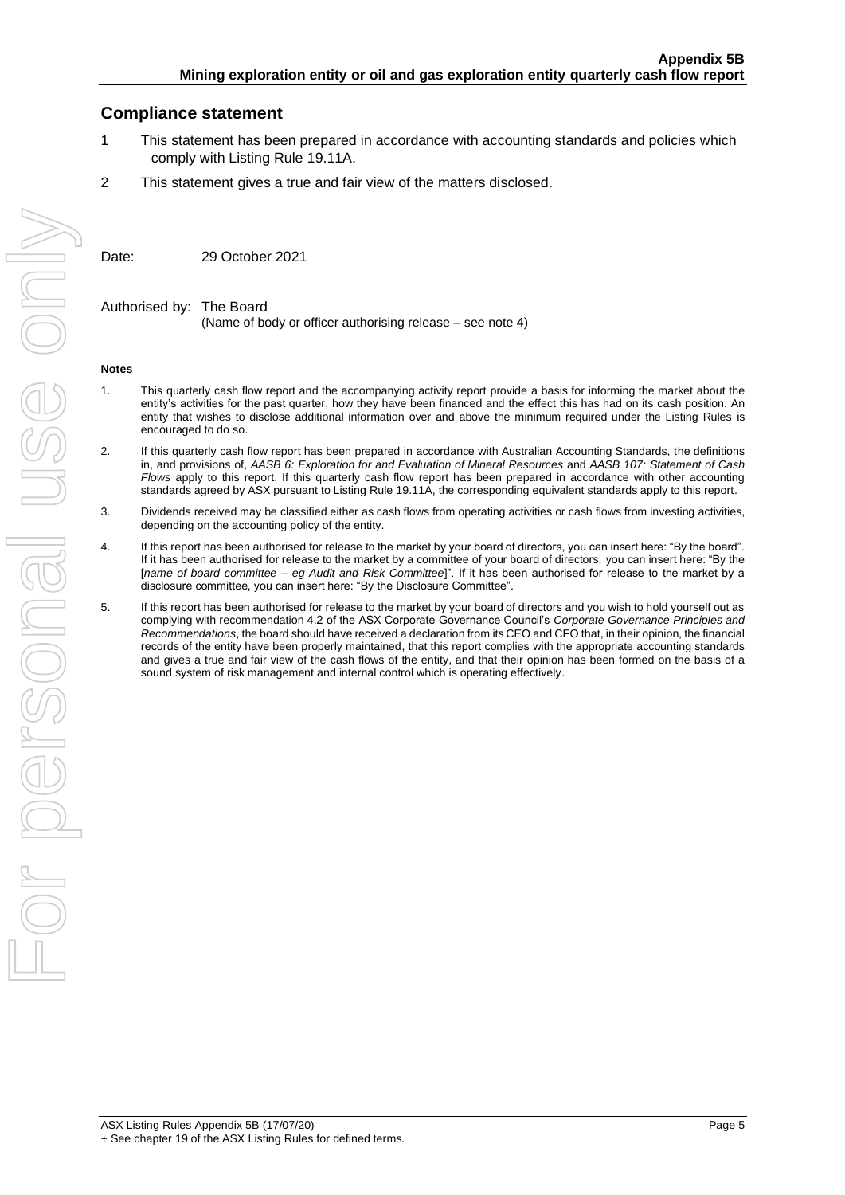## Compliance statement

1. This statement has been prepared in accordance with accounting standards and policies which comply with Listing Rule 19.11A.
2. This statement gives a true and fair view of the matters disclosed.

Date: 29 October 2021

Authorised by: The Board
(Name of body or officer authorising release – see note 4)

**Notes**

1. This quarterly cash flow report and the accompanying activity report provide a basis for informing the market about the entity's activities for the past quarter, how they have been financed and the effect this has had on its cash position. An entity that wishes to disclose additional information over and above the minimum required under the Listing Rules is encouraged to do so.
2. If this quarterly cash flow report has been prepared in accordance with Australian Accounting Standards, the definitions in, and provisions of, *AASB 6: Exploration for and Evaluation of Mineral Resources* and *AASB 107: Statement of Cash Flows* apply to this report. If this quarterly cash flow report has been prepared in accordance with other accounting standards agreed by ASX pursuant to Listing Rule 19.11A, the corresponding equivalent standards apply to this report.
3. Dividends received may be classified either as cash flows from operating activities or cash flows from investing activities, depending on the accounting policy of the entity.
4. If this report has been authorised for release to the market by your board of directors, you can insert here: "By the board". If it has been authorised for release to the market by a committee of your board of directors, you can insert here: "By the [*name of board committee – eg Audit and Risk Committee*]". If it has been authorised for release to the market by a disclosure committee, you can insert here: "By the Disclosure Committee".
5. If this report has been authorised for release to the market by your board of directors and you wish to hold yourself out as complying with recommendation 4.2 of the ASX Corporate Governance Council's *Corporate Governance Principles and Recommendations*, the board should have received a declaration from its CEO and CFO that, in their opinion, the financial records of the entity have been properly maintained, that this report complies with the appropriate accounting standards and gives a true and fair view of the cash flows of the entity, and that their opinion has been formed on the basis of a sound system of risk management and internal control which is operating effectively.